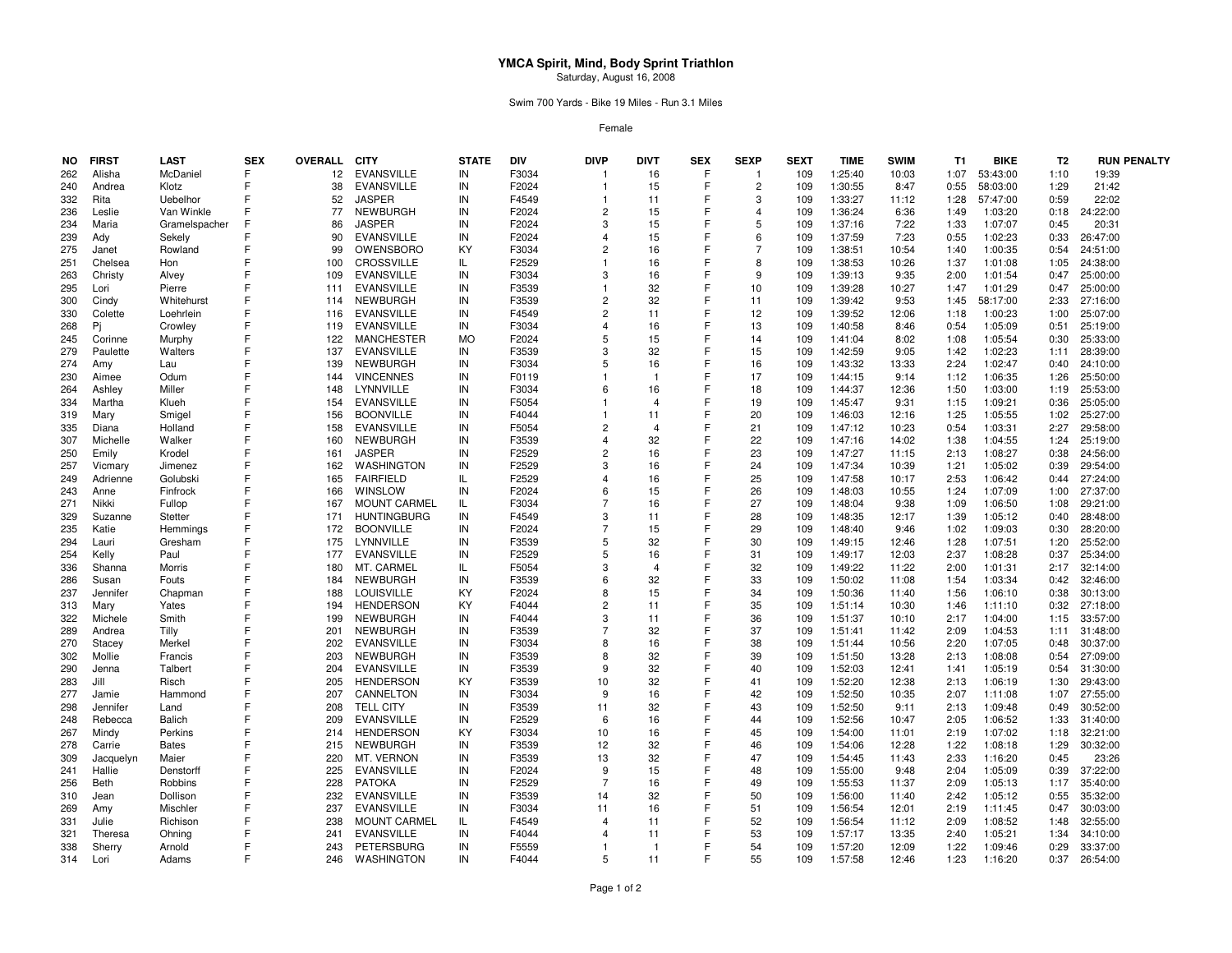# YMCA Spirit, Mind, Body Sprint Triathlon

Saturday, August 16, 2008

Swim 700 Yards - Bike 19 Miles - Run 3.1 Miles

Female

| NO | FIRST | LAST | SEX | OVERALL | CITY | STATE | DIV | DIVP | DIVT | SEX | SEXP | SEXT | TIME | SWIM | T1 | BIKE | T2 | RUN | PENALTY |
|---|---|---|---|---|---|---|---|---|---|---|---|---|---|---|---|---|---|---|---|
| 262 | Alisha | McDaniel | F | 12 | EVANSVILLE | IN | F3034 | 1 | 16 | F | 1 | 109 | 1:25:40 | 10:03 | 1:07 | 53:43:00 | 1:10 | 19:39 | |
| 240 | Andrea | Klotz | F | 38 | EVANSVILLE | IN | F2024 | 1 | 15 | F | 2 | 109 | 1:30:55 | 8:47 | 0:55 | 58:03:00 | 1:29 | 21:42 | |
| 332 | Rita | Uebelhor | F | 52 | JASPER | IN | F4549 | 1 | 11 | F | 3 | 109 | 1:33:27 | 11:12 | 1:28 | 57:47:00 | 0:59 | 22:02 | |
| 236 | Leslie | Van Winkle | F | 77 | NEWBURGH | IN | F2024 | 2 | 15 | F | 4 | 109 | 1:36:24 | 6:36 | 1:49 | 1:03:20 | 0:18 | 24:22:00 | |
| 234 | Maria | Gramelspacher | F | 86 | JASPER | IN | F2024 | 3 | 15 | F | 5 | 109 | 1:37:16 | 7:22 | 1:33 | 1:07:07 | 0:45 | 20:31 | |
| 239 | Ady | Sekely | F | 90 | EVANSVILLE | IN | F2024 | 4 | 15 | F | 6 | 109 | 1:37:59 | 7:23 | 0:55 | 1:02:23 | 0:33 | 26:47:00 | |
| 275 | Janet | Rowland | F | 99 | OWENSBORO | KY | F3034 | 2 | 16 | F | 7 | 109 | 1:38:51 | 10:54 | 1:40 | 1:00:35 | 0:54 | 24:51:00 | |
| 251 | Chelsea | Hon | F | 100 | CROSSVILLE | IL | F2529 | 1 | 16 | F | 8 | 109 | 1:38:53 | 10:26 | 1:37 | 1:01:08 | 1:05 | 24:38:00 | |
| 263 | Christy | Alvey | F | 109 | EVANSVILLE | IN | F3034 | 3 | 16 | F | 9 | 109 | 1:39:13 | 9:35 | 2:00 | 1:01:54 | 0:47 | 25:00:00 | |
| 295 | Lori | Pierre | F | 111 | EVANSVILLE | IN | F3539 | 1 | 32 | F | 10 | 109 | 1:39:28 | 10:27 | 1:47 | 1:01:29 | 0:47 | 25:00:00 | |
| 300 | Cindy | Whitehurst | F | 114 | NEWBURGH | IN | F3539 | 2 | 32 | F | 11 | 109 | 1:39:42 | 9:53 | 1:45 | 58:17:00 | 2:33 | 27:16:00 | |
| 330 | Colette | Loehrlein | F | 116 | EVANSVILLE | IN | F4549 | 2 | 11 | F | 12 | 109 | 1:39:52 | 12:06 | 1:18 | 1:00:23 | 1:00 | 25:07:00 | |
| 268 | Pj | Crowley | F | 119 | EVANSVILLE | IN | F3034 | 4 | 16 | F | 13 | 109 | 1:40:58 | 8:46 | 0:54 | 1:05:09 | 0:51 | 25:19:00 | |
| 245 | Corinne | Murphy | F | 122 | MANCHESTER | MO | F2024 | 5 | 15 | F | 14 | 109 | 1:41:04 | 8:02 | 1:08 | 1:05:54 | 0:30 | 25:33:00 | |
| 279 | Paulette | Walters | F | 137 | EVANSVILLE | IN | F3539 | 3 | 32 | F | 15 | 109 | 1:42:59 | 9:05 | 1:42 | 1:02:23 | 1:11 | 28:39:00 | |
| 274 | Amy | Lau | F | 139 | NEWBURGH | IN | F3034 | 5 | 16 | F | 16 | 109 | 1:43:32 | 13:33 | 2:24 | 1:02:47 | 0:40 | 24:10:00 | |
| 230 | Aimee | Odum | F | 144 | VINCENNES | IN | F0119 | 1 | 1 | F | 17 | 109 | 1:44:15 | 9:14 | 1:12 | 1:06:35 | 1:26 | 25:50:00 | |
| 264 | Ashley | Miller | F | 148 | LYNNVILLE | IN | F3034 | 6 | 16 | F | 18 | 109 | 1:44:37 | 12:36 | 1:50 | 1:03:00 | 1:19 | 25:53:00 | |
| 334 | Martha | Klueh | F | 154 | EVANSVILLE | IN | F5054 | 1 | 4 | F | 19 | 109 | 1:45:47 | 9:31 | 1:15 | 1:09:21 | 0:36 | 25:05:00 | |
| 319 | Mary | Smigel | F | 156 | BOONVILLE | IN | F4044 | 1 | 11 | F | 20 | 109 | 1:46:03 | 12:16 | 1:25 | 1:05:55 | 1:02 | 25:27:00 | |
| 335 | Diana | Holland | F | 158 | EVANSVILLE | IN | F5054 | 2 | 4 | F | 21 | 109 | 1:47:12 | 10:23 | 0:54 | 1:03:31 | 2:27 | 29:58:00 | |
| 307 | Michelle | Walker | F | 160 | NEWBURGH | IN | F3539 | 4 | 32 | F | 22 | 109 | 1:47:16 | 14:02 | 1:38 | 1:04:55 | 1:24 | 25:19:00 | |
| 250 | Emily | Krodel | F | 161 | JASPER | IN | F2529 | 2 | 16 | F | 23 | 109 | 1:47:27 | 11:15 | 2:13 | 1:08:27 | 0:38 | 24:56:00 | |
| 257 | Vicmary | Jimenez | F | 162 | WASHINGTON | IN | F2529 | 3 | 16 | F | 24 | 109 | 1:47:34 | 10:39 | 1:21 | 1:05:02 | 0:39 | 29:54:00 | |
| 249 | Adrienne | Golubski | F | 165 | FAIRFIELD | IL | F2529 | 4 | 16 | F | 25 | 109 | 1:47:58 | 10:17 | 2:53 | 1:06:42 | 0:44 | 27:24:00 | |
| 243 | Anne | Finfrock | F | 166 | WINSLOW | IN | F2024 | 6 | 15 | F | 26 | 109 | 1:48:03 | 10:55 | 1:24 | 1:07:09 | 1:00 | 27:37:00 | |
| 271 | Nikki | Fullop | F | 167 | MOUNT CARMEL | IL | F3034 | 7 | 16 | F | 27 | 109 | 1:48:04 | 9:38 | 1:09 | 1:06:50 | 1:08 | 29:21:00 | |
| 329 | Suzanne | Stetter | F | 171 | HUNTINGBURG | IN | F4549 | 3 | 11 | F | 28 | 109 | 1:48:35 | 12:17 | 1:39 | 1:05:12 | 0:40 | 28:48:00 | |
| 235 | Katie | Hemmings | F | 172 | BOONVILLE | IN | F2024 | 7 | 15 | F | 29 | 109 | 1:48:40 | 9:46 | 1:02 | 1:09:03 | 0:30 | 28:20:00 | |
| 294 | Lauri | Gresham | F | 175 | LYNNVILLE | IN | F3539 | 5 | 32 | F | 30 | 109 | 1:49:15 | 12:46 | 1:28 | 1:07:51 | 1:20 | 25:52:00 | |
| 254 | Kelly | Paul | F | 177 | EVANSVILLE | IN | F2529 | 5 | 16 | F | 31 | 109 | 1:49:17 | 12:03 | 2:37 | 1:08:28 | 0:37 | 25:34:00 | |
| 336 | Shanna | Morris | F | 180 | MT. CARMEL | IL | F5054 | 3 | 4 | F | 32 | 109 | 1:49:22 | 11:22 | 2:00 | 1:01:31 | 2:17 | 32:14:00 | |
| 286 | Susan | Fouts | F | 184 | NEWBURGH | IN | F3539 | 6 | 32 | F | 33 | 109 | 1:50:02 | 11:08 | 1:54 | 1:03:34 | 0:42 | 32:46:00 | |
| 237 | Jennifer | Chapman | F | 188 | LOUISVILLE | KY | F2024 | 8 | 15 | F | 34 | 109 | 1:50:36 | 11:40 | 1:56 | 1:06:10 | 0:38 | 30:13:00 | |
| 313 | Mary | Yates | F | 194 | HENDERSON | KY | F4044 | 2 | 11 | F | 35 | 109 | 1:51:14 | 10:30 | 1:46 | 1:11:10 | 0:32 | 27:18:00 | |
| 322 | Michele | Smith | F | 199 | NEWBURGH | IN | F4044 | 3 | 11 | F | 36 | 109 | 1:51:37 | 10:10 | 2:17 | 1:04:00 | 1:15 | 33:57:00 | |
| 289 | Andrea | Tilly | F | 201 | NEWBURGH | IN | F3539 | 7 | 32 | F | 37 | 109 | 1:51:41 | 11:42 | 2:09 | 1:04:53 | 1:11 | 31:48:00 | |
| 270 | Stacey | Merkel | F | 202 | EVANSVILLE | IN | F3034 | 8 | 16 | F | 38 | 109 | 1:51:44 | 10:56 | 2:20 | 1:07:05 | 0:48 | 30:37:00 | |
| 302 | Mollie | Francis | F | 203 | NEWBURGH | IN | F3539 | 8 | 32 | F | 39 | 109 | 1:51:50 | 13:28 | 2:13 | 1:08:08 | 0:54 | 27:09:00 | |
| 290 | Jenna | Talbert | F | 204 | EVANSVILLE | IN | F3539 | 9 | 32 | F | 40 | 109 | 1:52:03 | 12:41 | 1:41 | 1:05:19 | 0:54 | 31:30:00 | |
| 283 | Jill | Risch | F | 205 | HENDERSON | KY | F3539 | 10 | 32 | F | 41 | 109 | 1:52:20 | 12:38 | 2:13 | 1:06:19 | 1:30 | 29:43:00 | |
| 277 | Jamie | Hammond | F | 207 | CANNELTON | IN | F3034 | 9 | 16 | F | 42 | 109 | 1:52:50 | 10:35 | 2:07 | 1:11:08 | 1:07 | 27:55:00 | |
| 298 | Jennifer | Land | F | 208 | TELL CITY | IN | F3539 | 11 | 32 | F | 43 | 109 | 1:52:50 | 9:11 | 2:13 | 1:09:48 | 0:49 | 30:52:00 | |
| 248 | Rebecca | Balich | F | 209 | EVANSVILLE | IN | F2529 | 6 | 16 | F | 44 | 109 | 1:52:56 | 10:47 | 2:05 | 1:06:52 | 1:33 | 31:40:00 | |
| 267 | Mindy | Perkins | F | 214 | HENDERSON | KY | F3034 | 10 | 16 | F | 45 | 109 | 1:54:00 | 11:01 | 2:19 | 1:07:02 | 1:18 | 32:21:00 | |
| 278 | Carrie | Bates | F | 215 | NEWBURGH | IN | F3539 | 12 | 32 | F | 46 | 109 | 1:54:06 | 12:28 | 1:22 | 1:08:18 | 1:29 | 30:32:00 | |
| 309 | Jacquelyn | Maier | F | 220 | MT. VERNON | IN | F3539 | 13 | 32 | F | 47 | 109 | 1:54:45 | 11:43 | 2:33 | 1:16:20 | 0:45 | 23:26 | |
| 241 | Hallie | Denstorff | F | 225 | EVANSVILLE | IN | F2024 | 9 | 15 | F | 48 | 109 | 1:55:00 | 9:48 | 2:04 | 1:05:09 | 0:39 | 37:22:00 | |
| 256 | Beth | Robbins | F | 228 | PATOKA | IN | F2529 | 7 | 16 | F | 49 | 109 | 1:55:53 | 11:37 | 2:09 | 1:05:13 | 1:17 | 35:40:00 | |
| 310 | Jean | Dollison | F | 232 | EVANSVILLE | IN | F3539 | 14 | 32 | F | 50 | 109 | 1:56:00 | 11:40 | 2:42 | 1:05:12 | 0:55 | 35:32:00 | |
| 269 | Amy | Mischler | F | 237 | EVANSVILLE | IN | F3034 | 11 | 16 | F | 51 | 109 | 1:56:54 | 12:01 | 2:19 | 1:11:45 | 0:47 | 30:03:00 | |
| 331 | Julie | Richison | F | 238 | MOUNT CARMEL | IL | F4549 | 4 | 11 | F | 52 | 109 | 1:56:54 | 11:12 | 2:09 | 1:08:52 | 1:48 | 32:55:00 | |
| 321 | Theresa | Ohning | F | 241 | EVANSVILLE | IN | F4044 | 4 | 11 | F | 53 | 109 | 1:57:17 | 13:35 | 2:40 | 1:05:21 | 1:34 | 34:10:00 | |
| 338 | Sherry | Arnold | F | 243 | PETERSBURG | IN | F5559 | 1 | 1 | F | 54 | 109 | 1:57:20 | 12:09 | 1:22 | 1:09:46 | 0:29 | 33:37:00 | |
| 314 | Lori | Adams | F | 246 | WASHINGTON | IN | F4044 | 5 | 11 | F | 55 | 109 | 1:57:58 | 12:46 | 1:23 | 1:16:20 | 0:37 | 26:54:00 | |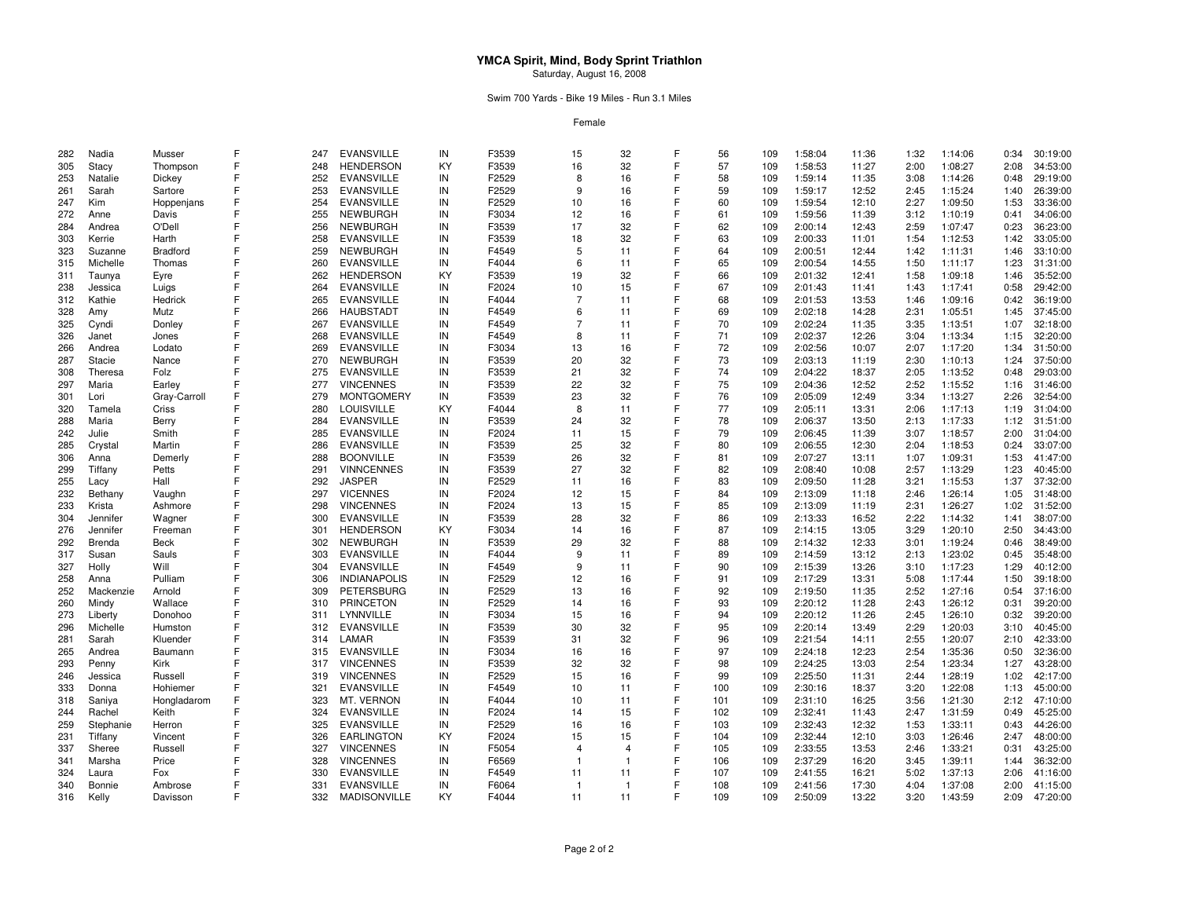# YMCA Spirit, Mind, Body Sprint Triathlon

Saturday, August 16, 2008

Swim 700 Yards - Bike 19 Miles - Run 3.1 Miles

Female

| | | | | | | | | | | | | | | | | | | | |
|---|---|---|---|---|---|---|---|---|---|---|---|---|---|---|---|---|---|---|---|
| 282 | Nadia | Musser | F | 247 | EVANSVILLE | IN | F3539 | 15 | 32 | F | 56 | 109 | 1:58:04 | 11:36 | 1:32 | 1:14:06 | 0:34 | 30:19:00 |
| 305 | Stacy | Thompson | F | 248 | HENDERSON | KY | F3539 | 16 | 32 | F | 57 | 109 | 1:58:53 | 11:27 | 2:00 | 1:08:27 | 2:08 | 34:53:00 |
| 253 | Natalie | Dickey | F | 252 | EVANSVILLE | IN | F2529 | 8 | 16 | F | 58 | 109 | 1:59:14 | 11:35 | 3:08 | 1:14:26 | 0:48 | 29:19:00 |
| 261 | Sarah | Sartore | F | 253 | EVANSVILLE | IN | F2529 | 9 | 16 | F | 59 | 109 | 1:59:17 | 12:52 | 2:45 | 1:15:24 | 1:40 | 26:39:00 |
| 247 | Kim | Hoppenjans | F | 254 | EVANSVILLE | IN | F2529 | 10 | 16 | F | 60 | 109 | 1:59:54 | 12:10 | 2:27 | 1:09:50 | 1:53 | 33:36:00 |
| 272 | Anne | Davis | F | 255 | NEWBURGH | IN | F3034 | 12 | 16 | F | 61 | 109 | 1:59:56 | 11:39 | 3:12 | 1:10:19 | 0:41 | 34:06:00 |
| 284 | Andrea | O'Dell | F | 256 | NEWBURGH | IN | F3539 | 17 | 32 | F | 62 | 109 | 2:00:14 | 12:43 | 2:59 | 1:07:47 | 0:23 | 36:23:00 |
| 303 | Kerrie | Harth | F | 258 | EVANSVILLE | IN | F3539 | 18 | 32 | F | 63 | 109 | 2:00:33 | 11:01 | 1:54 | 1:12:53 | 1:42 | 33:05:00 |
| 323 | Suzanne | Bradford | F | 259 | NEWBURGH | IN | F4549 | 5 | 11 | F | 64 | 109 | 2:00:51 | 12:44 | 1:42 | 1:11:31 | 1:46 | 33:10:00 |
| 315 | Michelle | Thomas | F | 260 | EVANSVILLE | IN | F4044 | 6 | 11 | F | 65 | 109 | 2:00:54 | 14:55 | 1:50 | 1:11:17 | 1:23 | 31:31:00 |
| 311 | Taunya | Eyre | F | 262 | HENDERSON | KY | F3539 | 19 | 32 | F | 66 | 109 | 2:01:32 | 12:41 | 1:58 | 1:09:18 | 1:46 | 35:52:00 |
| 238 | Jessica | Luigs | F | 264 | EVANSVILLE | IN | F2024 | 10 | 15 | F | 67 | 109 | 2:01:43 | 11:41 | 1:43 | 1:17:41 | 0:58 | 29:42:00 |
| 312 | Kathie | Hedrick | F | 265 | EVANSVILLE | IN | F4044 | 7 | 11 | F | 68 | 109 | 2:01:53 | 13:53 | 1:46 | 1:09:16 | 0:42 | 36:19:00 |
| 328 | Amy | Mutz | F | 266 | HAUBSTADT | IN | F4549 | 6 | 11 | F | 69 | 109 | 2:02:18 | 14:28 | 2:31 | 1:05:51 | 1:45 | 37:45:00 |
| 325 | Cyndi | Donley | F | 267 | EVANSVILLE | IN | F4549 | 7 | 11 | F | 70 | 109 | 2:02:24 | 11:35 | 3:35 | 1:13:51 | 1:07 | 32:18:00 |
| 326 | Janet | Jones | F | 268 | EVANSVILLE | IN | F4549 | 8 | 11 | F | 71 | 109 | 2:02:37 | 12:26 | 3:04 | 1:13:34 | 1:15 | 32:20:00 |
| 266 | Andrea | Lodato | F | 269 | EVANSVILLE | IN | F3034 | 13 | 16 | F | 72 | 109 | 2:02:56 | 10:07 | 2:07 | 1:17:20 | 1:34 | 31:50:00 |
| 287 | Stacie | Nance | F | 270 | NEWBURGH | IN | F3539 | 20 | 32 | F | 73 | 109 | 2:03:13 | 11:19 | 2:30 | 1:10:13 | 1:24 | 37:50:00 |
| 308 | Theresa | Folz | F | 275 | EVANSVILLE | IN | F3539 | 21 | 32 | F | 74 | 109 | 2:04:22 | 18:37 | 2:05 | 1:13:52 | 0:48 | 29:03:00 |
| 297 | Maria | Earley | F | 277 | VINCENNES | IN | F3539 | 22 | 32 | F | 75 | 109 | 2:04:36 | 12:52 | 2:52 | 1:15:52 | 1:16 | 31:46:00 |
| 301 | Lori | Gray-Carroll | F | 279 | MONTGOMERY | IN | F3539 | 23 | 32 | F | 76 | 109 | 2:05:09 | 12:49 | 3:34 | 1:13:27 | 2:26 | 32:54:00 |
| 320 | Tamela | Criss | F | 280 | LOUISVILLE | KY | F4044 | 8 | 11 | F | 77 | 109 | 2:05:11 | 13:31 | 2:06 | 1:17:13 | 1:19 | 31:04:00 |
| 288 | Maria | Berry | F | 284 | EVANSVILLE | IN | F3539 | 24 | 32 | F | 78 | 109 | 2:06:37 | 13:50 | 2:13 | 1:17:33 | 1:12 | 31:51:00 |
| 242 | Julie | Smith | F | 285 | EVANSVILLE | IN | F2024 | 11 | 15 | F | 79 | 109 | 2:06:45 | 11:39 | 3:07 | 1:18:57 | 2:00 | 31:04:00 |
| 285 | Crystal | Martin | F | 286 | EVANSVILLE | IN | F3539 | 25 | 32 | F | 80 | 109 | 2:06:55 | 12:30 | 2:04 | 1:18:53 | 0:24 | 33:07:00 |
| 306 | Anna | Demerly | F | 288 | BOONVILLE | IN | F3539 | 26 | 32 | F | 81 | 109 | 2:07:27 | 13:11 | 1:07 | 1:09:31 | 1:53 | 41:47:00 |
| 299 | Tiffany | Petts | F | 291 | VINNCENNES | IN | F3539 | 27 | 32 | F | 82 | 109 | 2:08:40 | 10:08 | 2:57 | 1:13:29 | 1:23 | 40:45:00 |
| 255 | Lacy | Hall | F | 292 | JASPER | IN | F2529 | 11 | 16 | F | 83 | 109 | 2:09:50 | 11:28 | 3:21 | 1:15:53 | 1:37 | 37:32:00 |
| 232 | Bethany | Vaughn | F | 297 | VICENNES | IN | F2024 | 12 | 15 | F | 84 | 109 | 2:13:09 | 11:18 | 2:46 | 1:26:14 | 1:05 | 31:48:00 |
| 233 | Krista | Ashmore | F | 298 | VINCENNES | IN | F2024 | 13 | 15 | F | 85 | 109 | 2:13:09 | 11:19 | 2:31 | 1:26:27 | 1:02 | 31:52:00 |
| 304 | Jennifer | Wagner | F | 300 | EVANSVILLE | IN | F3539 | 28 | 32 | F | 86 | 109 | 2:13:33 | 16:52 | 2:22 | 1:14:32 | 1:41 | 38:07:00 |
| 276 | Jennifer | Freeman | F | 301 | HENDERSON | KY | F3034 | 14 | 16 | F | 87 | 109 | 2:14:15 | 13:05 | 3:29 | 1:20:10 | 2:50 | 34:43:00 |
| 292 | Brenda | Beck | F | 302 | NEWBURGH | IN | F3539 | 29 | 32 | F | 88 | 109 | 2:14:32 | 12:33 | 3:01 | 1:19:24 | 0:46 | 38:49:00 |
| 317 | Susan | Sauls | F | 303 | EVANSVILLE | IN | F4044 | 9 | 11 | F | 89 | 109 | 2:14:59 | 13:12 | 2:13 | 1:23:02 | 0:45 | 35:48:00 |
| 327 | Holly | Will | F | 304 | EVANSVILLE | IN | F4549 | 9 | 11 | F | 90 | 109 | 2:15:39 | 13:26 | 3:10 | 1:17:23 | 1:29 | 40:12:00 |
| 258 | Anna | Pulliam | F | 306 | INDIANAPOLIS | IN | F2529 | 12 | 16 | F | 91 | 109 | 2:17:29 | 13:31 | 5:08 | 1:17:44 | 1:50 | 39:18:00 |
| 252 | Mackenzie | Arnold | F | 309 | PETERSBURG | IN | F2529 | 13 | 16 | F | 92 | 109 | 2:19:50 | 11:35 | 2:52 | 1:27:16 | 0:54 | 37:16:00 |
| 260 | Mindy | Wallace | F | 310 | PRINCETON | IN | F2529 | 14 | 16 | F | 93 | 109 | 2:20:12 | 11:28 | 2:43 | 1:26:12 | 0:31 | 39:20:00 |
| 273 | Liberty | Donohoo | F | 311 | LYNNVILLE | IN | F3034 | 15 | 16 | F | 94 | 109 | 2:20:12 | 11:26 | 2:45 | 1:26:10 | 0:32 | 39:20:00 |
| 296 | Michelle | Humston | F | 312 | EVANSVILLE | IN | F3539 | 30 | 32 | F | 95 | 109 | 2:20:14 | 13:49 | 2:29 | 1:20:03 | 3:10 | 40:45:00 |
| 281 | Sarah | Kluender | F | 314 | LAMAR | IN | F3539 | 31 | 32 | F | 96 | 109 | 2:21:54 | 14:11 | 2:55 | 1:20:07 | 2:10 | 42:33:00 |
| 265 | Andrea | Baumann | F | 315 | EVANSVILLE | IN | F3034 | 16 | 16 | F | 97 | 109 | 2:24:18 | 12:23 | 2:54 | 1:35:36 | 0:50 | 32:36:00 |
| 293 | Penny | Kirk | F | 317 | VINCENNES | IN | F3539 | 32 | 32 | F | 98 | 109 | 2:24:25 | 13:03 | 2:54 | 1:23:34 | 1:27 | 43:28:00 |
| 246 | Jessica | Russell | F | 319 | VINCENNES | IN | F2529 | 15 | 16 | F | 99 | 109 | 2:25:50 | 11:31 | 2:44 | 1:28:19 | 1:02 | 42:17:00 |
| 333 | Donna | Hohiemer | F | 321 | EVANSVILLE | IN | F4549 | 10 | 11 | F | 100 | 109 | 2:30:16 | 18:37 | 3:20 | 1:22:08 | 1:13 | 45:00:00 |
| 318 | Saniya | Hongladarom | F | 323 | MT. VERNON | IN | F4044 | 10 | 11 | F | 101 | 109 | 2:31:10 | 16:25 | 3:56 | 1:21:30 | 2:12 | 47:10:00 |
| 244 | Rachel | Keith | F | 324 | EVANSVILLE | IN | F2024 | 14 | 15 | F | 102 | 109 | 2:32:41 | 11:43 | 2:47 | 1:31:59 | 0:49 | 45:25:00 |
| 259 | Stephanie | Herron | F | 325 | EVANSVILLE | IN | F2529 | 16 | 16 | F | 103 | 109 | 2:32:43 | 12:32 | 1:53 | 1:33:11 | 0:43 | 44:26:00 |
| 231 | Tiffany | Vincent | F | 326 | EARLINGTON | KY | F2024 | 15 | 15 | F | 104 | 109 | 2:32:44 | 12:10 | 3:03 | 1:26:46 | 2:47 | 48:00:00 |
| 337 | Sheree | Russell | F | 327 | VINCENNES | IN | F5054 | 4 | 4 | F | 105 | 109 | 2:33:55 | 13:53 | 2:46 | 1:33:21 | 0:31 | 43:25:00 |
| 341 | Marsha | Price | F | 328 | VINCENNES | IN | F6569 | 1 | 1 | F | 106 | 109 | 2:37:29 | 16:20 | 3:45 | 1:39:11 | 1:44 | 36:32:00 |
| 324 | Laura | Fox | F | 330 | EVANSVILLE | IN | F4549 | 11 | 11 | F | 107 | 109 | 2:41:55 | 16:21 | 5:02 | 1:37:13 | 2:06 | 41:16:00 |
| 340 | Bonnie | Ambrose | F | 331 | EVANSVILLE | IN | F6064 | 1 | 1 | F | 108 | 109 | 2:41:56 | 17:30 | 4:04 | 1:37:08 | 2:00 | 41:15:00 |
| 316 | Kelly | Davisson | F | 332 | MADISONVILLE | KY | F4044 | 11 | 11 | F | 109 | 109 | 2:50:09 | 13:22 | 3:20 | 1:43:59 | 2:09 | 47:20:00 |